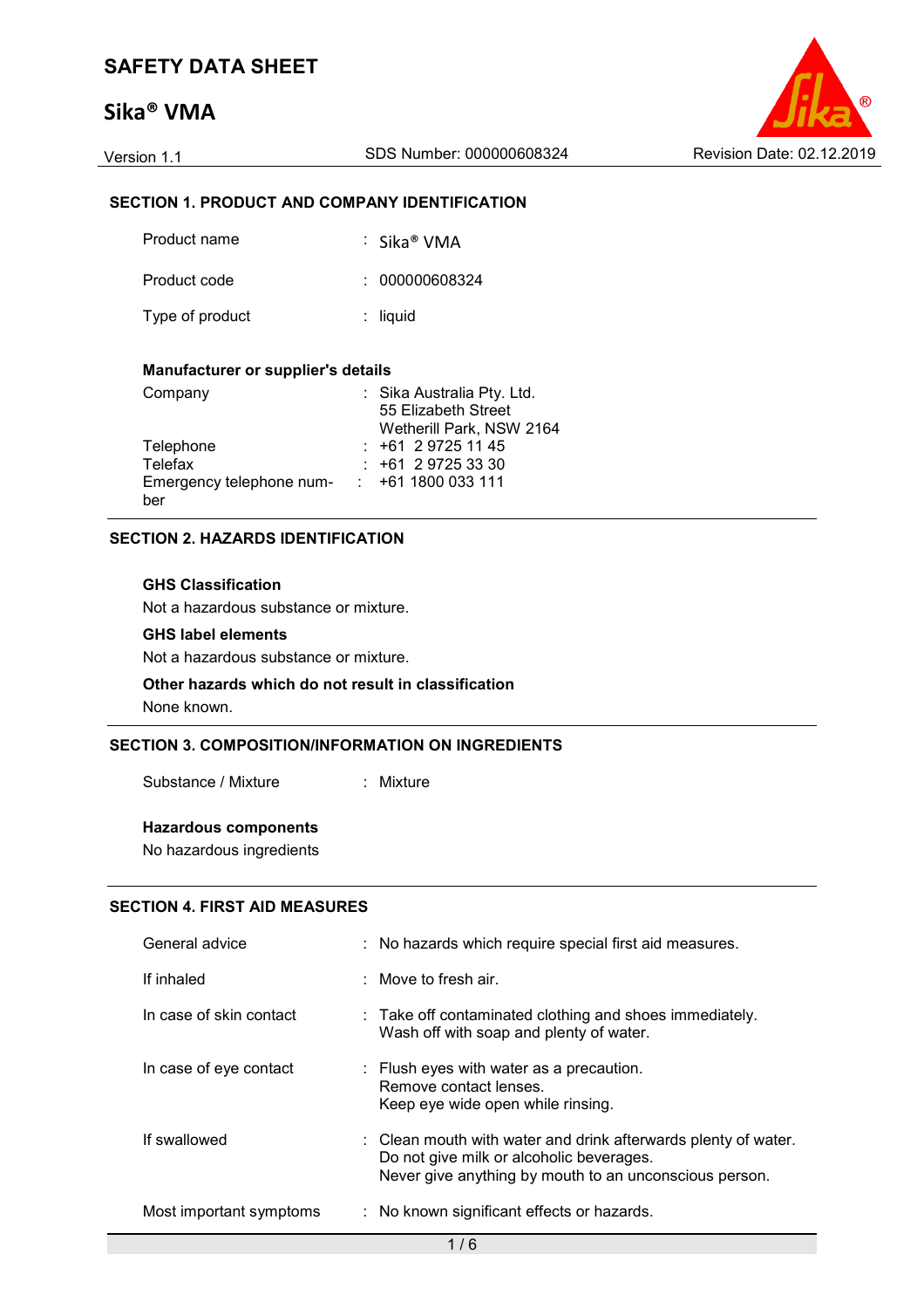# SAFETY DATA SHEET

# Sika® VMA

Version 1.1 | SDS Number: 000000608324 | Revision Date: 02.12.2019

## SECTION 1. PRODUCT AND COMPANY IDENTIFICATION

| | |
|---|---|
| Product name | : Sika® VMA |
| Product code | : 000000608324 |
| Type of product | : liquid |

**Manufacturer or supplier's details**

| | |
|---|---|
| Company | : Sika Australia Pty. Ltd.<br>55 Elizabeth Street<br>Wetherill Park, NSW 2164 |
| Telephone | : +61 2 9725 11 45 |
| Telefax | : +61 2 9725 33 30 |
| Emergency telephone number | : +61 1800 033 111 |

## SECTION 2. HAZARDS IDENTIFICATION

**GHS Classification**

Not a hazardous substance or mixture.

**GHS label elements**

Not a hazardous substance or mixture.

**Other hazards which do not result in classification**

None known.

## SECTION 3. COMPOSITION/INFORMATION ON INGREDIENTS

| | |
|---|---|
| Substance / Mixture | : Mixture |

**Hazardous components**

No hazardous ingredients

## SECTION 4. FIRST AID MEASURES

| | |
|---|---|
| General advice | : No hazards which require special first aid measures. |
| If inhaled | : Move to fresh air. |
| In case of skin contact | : Take off contaminated clothing and shoes immediately.<br>Wash off with soap and plenty of water. |
| In case of eye contact | : Flush eyes with water as a precaution.<br>Remove contact lenses.<br>Keep eye wide open while rinsing. |
| If swallowed | : Clean mouth with water and drink afterwards plenty of water.<br>Do not give milk or alcoholic beverages.<br>Never give anything by mouth to an unconscious person. |
| Most important symptoms | : No known significant effects or hazards. |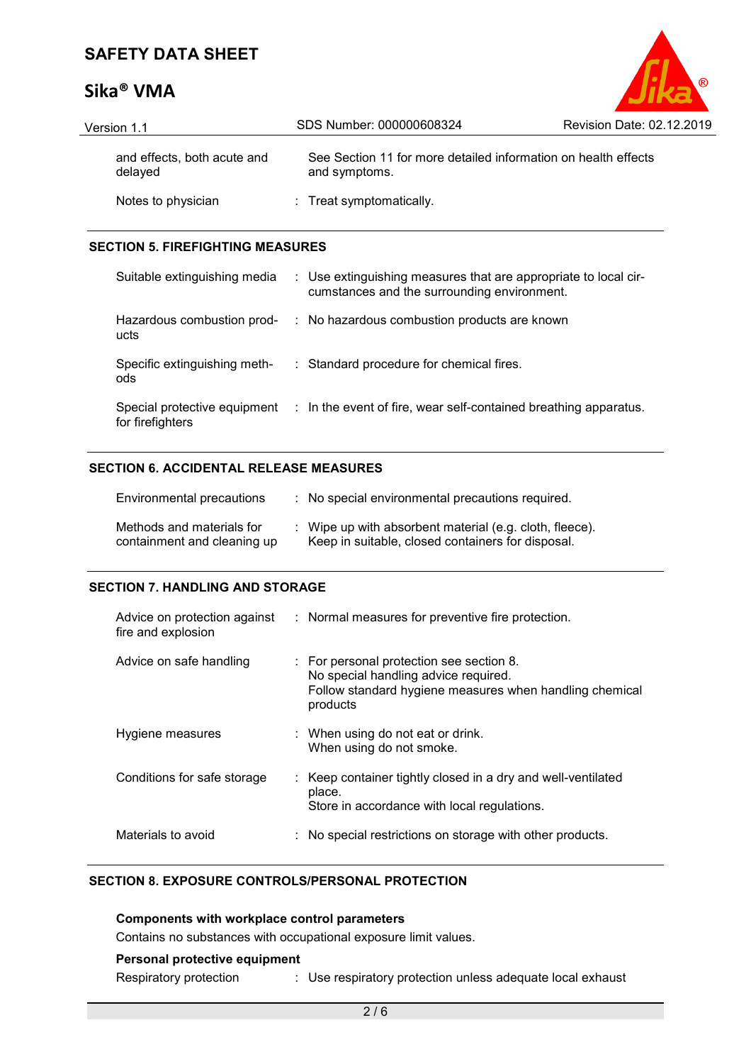| | | |
|---|---|---|
| and effects, both acute and delayed | | See Section 11 for more detailed information on health effects and symptoms. |
| Notes to physician | : | Treat symptomatically. |

## SECTION 5. FIREFIGHTING MEASURES

| | | |
|---|---|---|
| Suitable extinguishing media | : | Use extinguishing measures that are appropriate to local circumstances and the surrounding environment. |
| Hazardous combustion products | : | No hazardous combustion products are known |
| Specific extinguishing methods | : | Standard procedure for chemical fires. |
| Special protective equipment for firefighters | : | In the event of fire, wear self-contained breathing apparatus. |

## SECTION 6. ACCIDENTAL RELEASE MEASURES

| | | |
|---|---|---|
| Environmental precautions | : | No special environmental precautions required. |
| Methods and materials for containment and cleaning up | : | Wipe up with absorbent material (e.g. cloth, fleece).<br>Keep in suitable, closed containers for disposal. |

## SECTION 7. HANDLING AND STORAGE

| | | |
|---|---|---|
| Advice on protection against fire and explosion | : | Normal measures for preventive fire protection. |
| Advice on safe handling | : | For personal protection see section 8.<br>No special handling advice required.<br>Follow standard hygiene measures when handling chemical products |
| Hygiene measures | : | When using do not eat or drink.<br>When using do not smoke. |
| Conditions for safe storage | : | Keep container tightly closed in a dry and well-ventilated place.<br>Store in accordance with local regulations. |
| Materials to avoid | : | No special restrictions on storage with other products. |

## SECTION 8. EXPOSURE CONTROLS/PERSONAL PROTECTION

**Components with workplace control parameters**

Contains no substances with occupational exposure limit values.

**Personal protective equipment**

| | | |
|---|---|---|
| Respiratory protection | : | Use respiratory protection unless adequate local exhaust |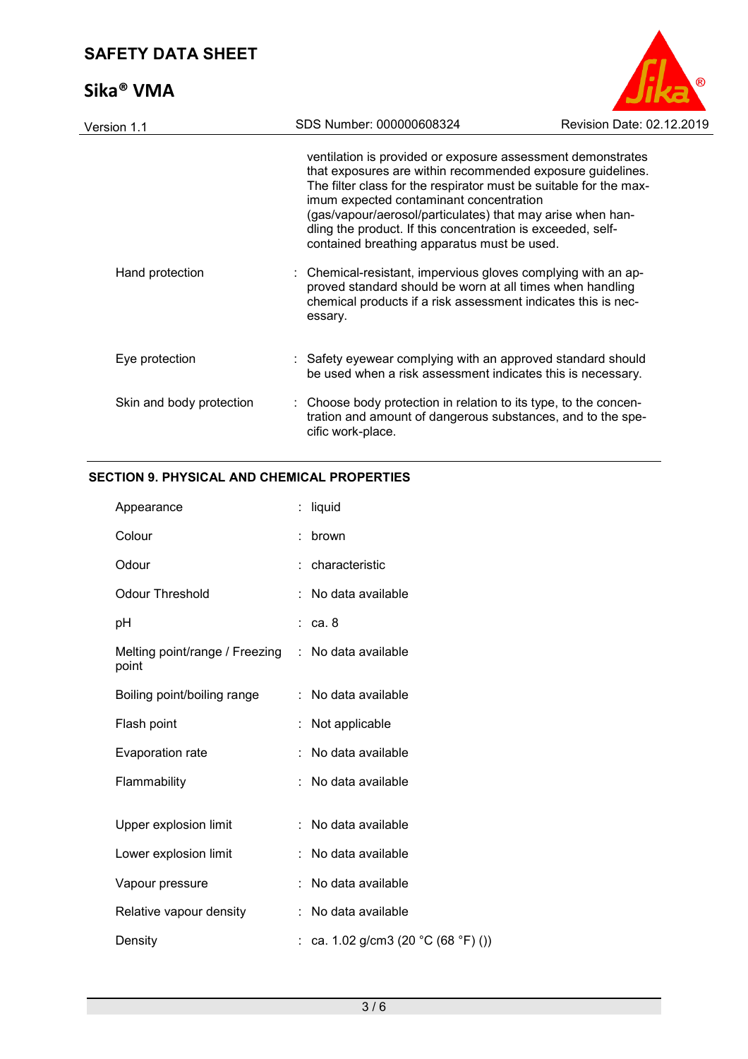ventilation is provided or exposure assessment demonstrates that exposures are within recommended exposure guidelines. The filter class for the respirator must be suitable for the maximum expected contaminant concentration (gas/vapour/aerosol/particulates) that may arise when handling the product. If this concentration is exceeded, self-contained breathing apparatus must be used.

| | |
|---|---|
| Hand protection | : Chemical-resistant, impervious gloves complying with an approved standard should be worn at all times when handling chemical products if a risk assessment indicates this is necessary. |
| Eye protection | : Safety eyewear complying with an approved standard should be used when a risk assessment indicates this is necessary. |
| Skin and body protection | : Choose body protection in relation to its type, to the concentration and amount of dangerous substances, and to the specific work-place. |

## SECTION 9. PHYSICAL AND CHEMICAL PROPERTIES

| | |
|---|---|
| Appearance | : liquid |
| Colour | : brown |
| Odour | : characteristic |
| Odour Threshold | : No data available |
| pH | : ca. 8 |
| Melting point/range / Freezing point | : No data available |
| Boiling point/boiling range | : No data available |
| Flash point | : Not applicable |
| Evaporation rate | : No data available |
| Flammability | : No data available |
| Upper explosion limit | : No data available |
| Lower explosion limit | : No data available |
| Vapour pressure | : No data available |
| Relative vapour density | : No data available |
| Density | : ca. 1.02 g/cm3 (20 °C (68 °F) ()) |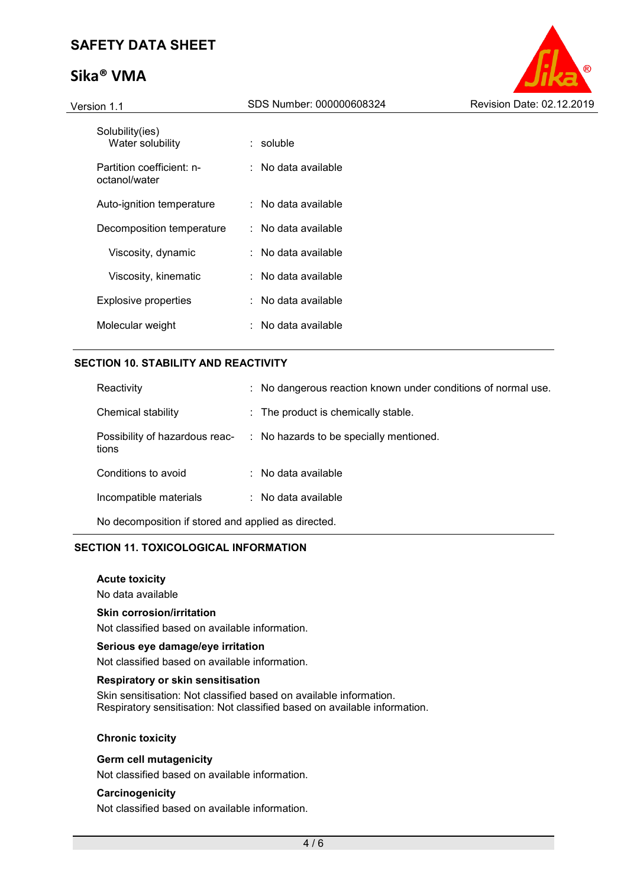| | |
|---|---|
| Solubility(ies)<br>Water solubility | : soluble |
| Partition coefficient: n-octanol/water | : No data available |
| Auto-ignition temperature | : No data available |
| Decomposition temperature | : No data available |
| Viscosity, dynamic | : No data available |
| Viscosity, kinematic | : No data available |
| Explosive properties | : No data available |
| Molecular weight | : No data available |

## SECTION 10. STABILITY AND REACTIVITY

| | |
|---|---|
| Reactivity | : No dangerous reaction known under conditions of normal use. |
| Chemical stability | : The product is chemically stable. |
| Possibility of hazardous reactions | : No hazards to be specially mentioned. |
| Conditions to avoid | : No data available |
| Incompatible materials | : No data available |

No decomposition if stored and applied as directed.

## SECTION 11. TOXICOLOGICAL INFORMATION

**Acute toxicity**

No data available

**Skin corrosion/irritation**

Not classified based on available information.

**Serious eye damage/eye irritation**

Not classified based on available information.

**Respiratory or skin sensitisation**

Skin sensitisation: Not classified based on available information.
Respiratory sensitisation: Not classified based on available information.

**Chronic toxicity**

**Germ cell mutagenicity**

Not classified based on available information.

**Carcinogenicity**

Not classified based on available information.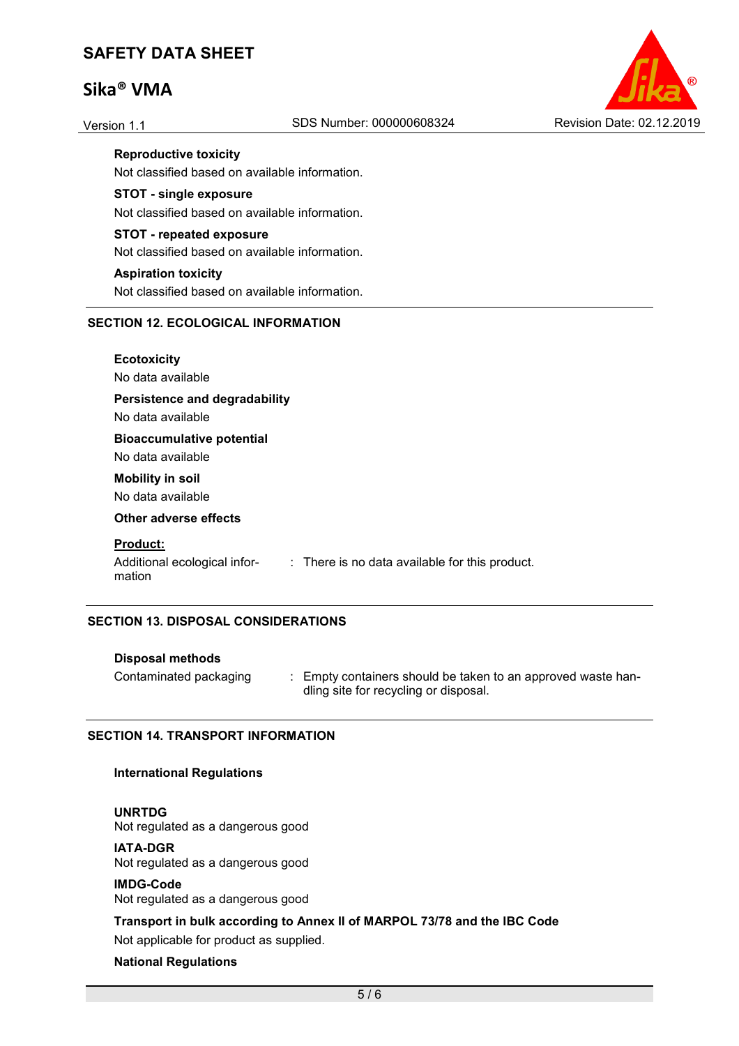**Reproductive toxicity**

Not classified based on available information.

**STOT - single exposure**

Not classified based on available information.

**STOT - repeated exposure**

Not classified based on available information.

**Aspiration toxicity**

Not classified based on available information.

## SECTION 12. ECOLOGICAL INFORMATION

**Ecotoxicity**

No data available

**Persistence and degradability**

No data available

**Bioaccumulative potential**

No data available

**Mobility in soil**

No data available

**Other adverse effects**

**Product:**

Additional ecological information : There is no data available for this product.

## SECTION 13. DISPOSAL CONSIDERATIONS

**Disposal methods**

Contaminated packaging : Empty containers should be taken to an approved waste handling site for recycling or disposal.

## SECTION 14. TRANSPORT INFORMATION

**International Regulations**

**UNRTDG**

Not regulated as a dangerous good

**IATA-DGR**

Not regulated as a dangerous good

**IMDG-Code**

Not regulated as a dangerous good

**Transport in bulk according to Annex II of MARPOL 73/78 and the IBC Code**

Not applicable for product as supplied.

**National Regulations**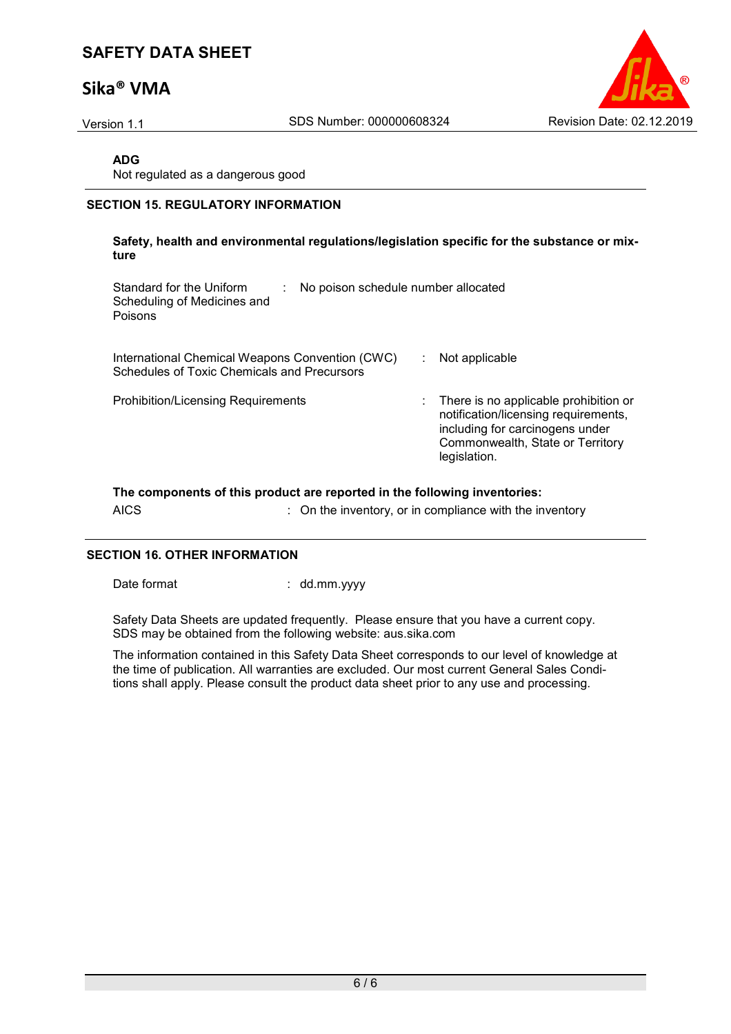**ADG**

Not regulated as a dangerous good

## SECTION 15. REGULATORY INFORMATION

**Safety, health and environmental regulations/legislation specific for the substance or mixture**

| | |
|---|---|
| Standard for the Uniform Scheduling of Medicines and Poisons | : No poison schedule number allocated |
| International Chemical Weapons Convention (CWC) Schedules of Toxic Chemicals and Precursors | : Not applicable |
| Prohibition/Licensing Requirements | : There is no applicable prohibition or notification/licensing requirements, including for carcinogens under Commonwealth, State or Territory legislation. |

**The components of this product are reported in the following inventories:**

| | |
|---|---|
| AICS | : On the inventory, or in compliance with the inventory |

## SECTION 16. OTHER INFORMATION

| | |
|---|---|
| Date format | : dd.mm.yyyy |

Safety Data Sheets are updated frequently. Please ensure that you have a current copy. SDS may be obtained from the following website: aus.sika.com

The information contained in this Safety Data Sheet corresponds to our level of knowledge at the time of publication. All warranties are excluded. Our most current General Sales Conditions shall apply. Please consult the product data sheet prior to any use and processing.